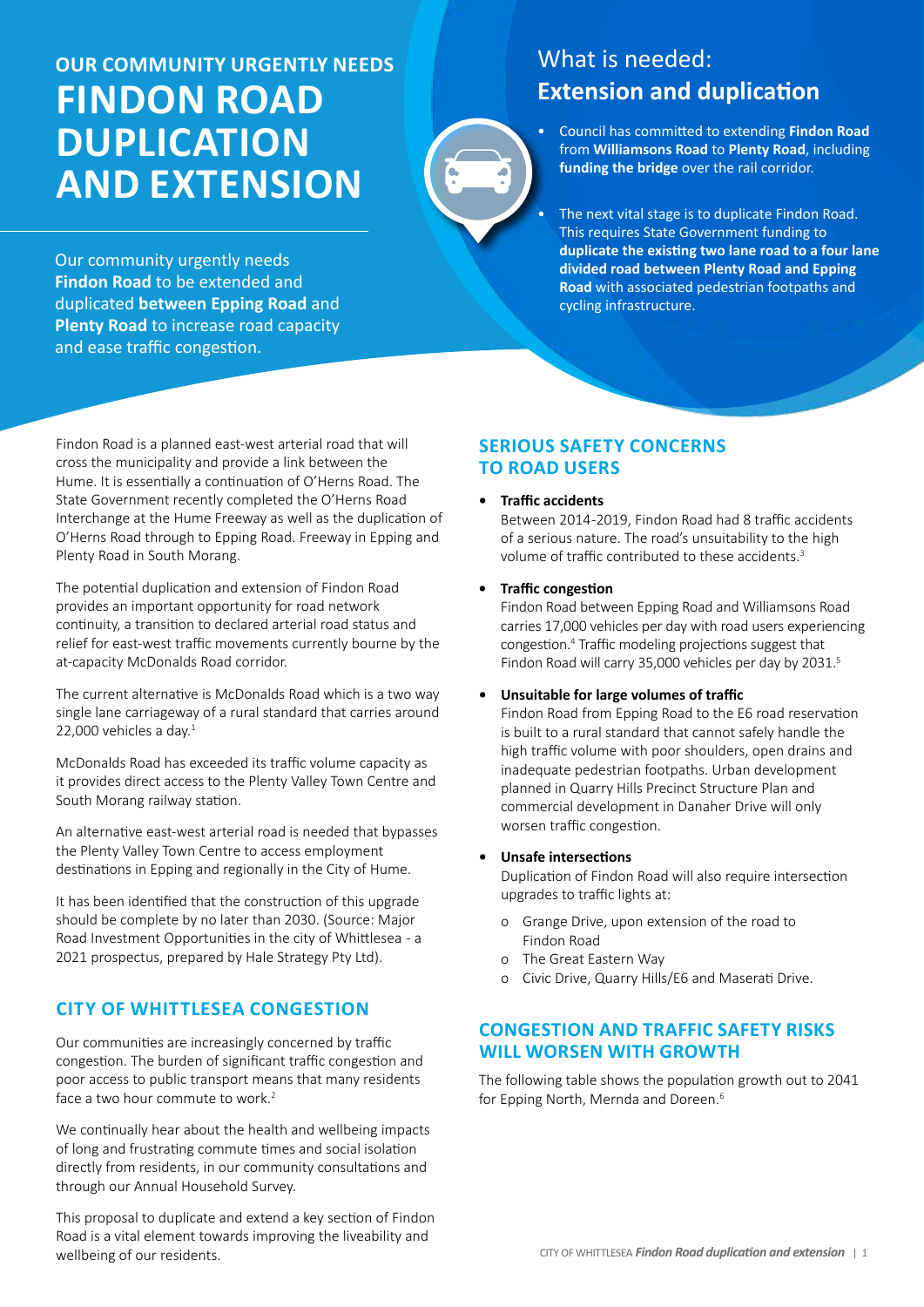# OUR COMMUNITY URGENTLY NEEDS FINDON ROAD DUPLICATION AND EXTENSION

Our community urgently needs **Findon Road** to be extended and duplicated **between Epping Road** and **Plenty Road** to increase road capacity and ease traffic congestion.

## What is needed: Extension and duplication

- Council has committed to extending **Findon Road** from **Williamsons Road** to **Plenty Road**, including **funding the bridge** over the rail corridor.
- The next vital stage is to duplicate Findon Road. This requires State Government funding to **duplicate the existing two lane road to a four lane divided road between Plenty Road and Epping Road** with associated pedestrian footpaths and cycling infrastructure.

Findon Road is a planned east-west arterial road that will cross the municipality and provide a link between the Hume. It is essentially a continuation of O'Herns Road. The State Government recently completed the O'Herns Road Interchange at the Hume Freeway as well as the duplication of O'Herns Road through to Epping Road. Freeway in Epping and Plenty Road in South Morang.

The potential duplication and extension of Findon Road provides an important opportunity for road network continuity, a transition to declared arterial road status and relief for east-west traffic movements currently bourne by the at-capacity McDonalds Road corridor.

The current alternative is McDonalds Road which is a two way single lane carriageway of a rural standard that carries around 22,000 vehicles a day.[1]

McDonalds Road has exceeded its traffic volume capacity as it provides direct access to the Plenty Valley Town Centre and South Morang railway station.

An alternative east-west arterial road is needed that bypasses the Plenty Valley Town Centre to access employment destinations in Epping and regionally in the City of Hume.

It has been identified that the construction of this upgrade should be complete by no later than 2030. (Source: Major Road Investment Opportunities in the city of Whittlesea - a 2021 prospectus, prepared by Hale Strategy Pty Ltd).

## CITY OF WHITTLESEA CONGESTION

Our communities are increasingly concerned by traffic congestion. The burden of significant traffic congestion and poor access to public transport means that many residents face a two hour commute to work.[2]

We continually hear about the health and wellbeing impacts of long and frustrating commute times and social isolation directly from residents, in our community consultations and through our Annual Household Survey.

This proposal to duplicate and extend a key section of Findon Road is a vital element towards improving the liveability and wellbeing of our residents.

## SERIOUS SAFETY CONCERNS TO ROAD USERS

- **Traffic accidents**
  Between 2014-2019, Findon Road had 8 traffic accidents of a serious nature. The road's unsuitability to the high volume of traffic contributed to these accidents.[3]
- **Traffic congestion**
  Findon Road between Epping Road and Williamsons Road carries 17,000 vehicles per day with road users experiencing congestion.[4] Traffic modeling projections suggest that Findon Road will carry 35,000 vehicles per day by 2031.[5]
- **Unsuitable for large volumes of traffic**
  Findon Road from Epping Road to the E6 road reservation is built to a rural standard that cannot safely handle the high traffic volume with poor shoulders, open drains and inadequate pedestrian footpaths. Urban development planned in Quarry Hills Precinct Structure Plan and commercial development in Danaher Drive will only worsen traffic congestion.
- **Unsafe intersections**
  Duplication of Findon Road will also require intersection upgrades to traffic lights at:
  - Grange Drive, upon extension of the road to Findon Road
  - The Great Eastern Way
  - Civic Drive, Quarry Hills/E6 and Maserati Drive.

## CONGESTION AND TRAFFIC SAFETY RISKS WILL WORSEN WITH GROWTH

The following table shows the population growth out to 2041 for Epping North, Mernda and Doreen.[6]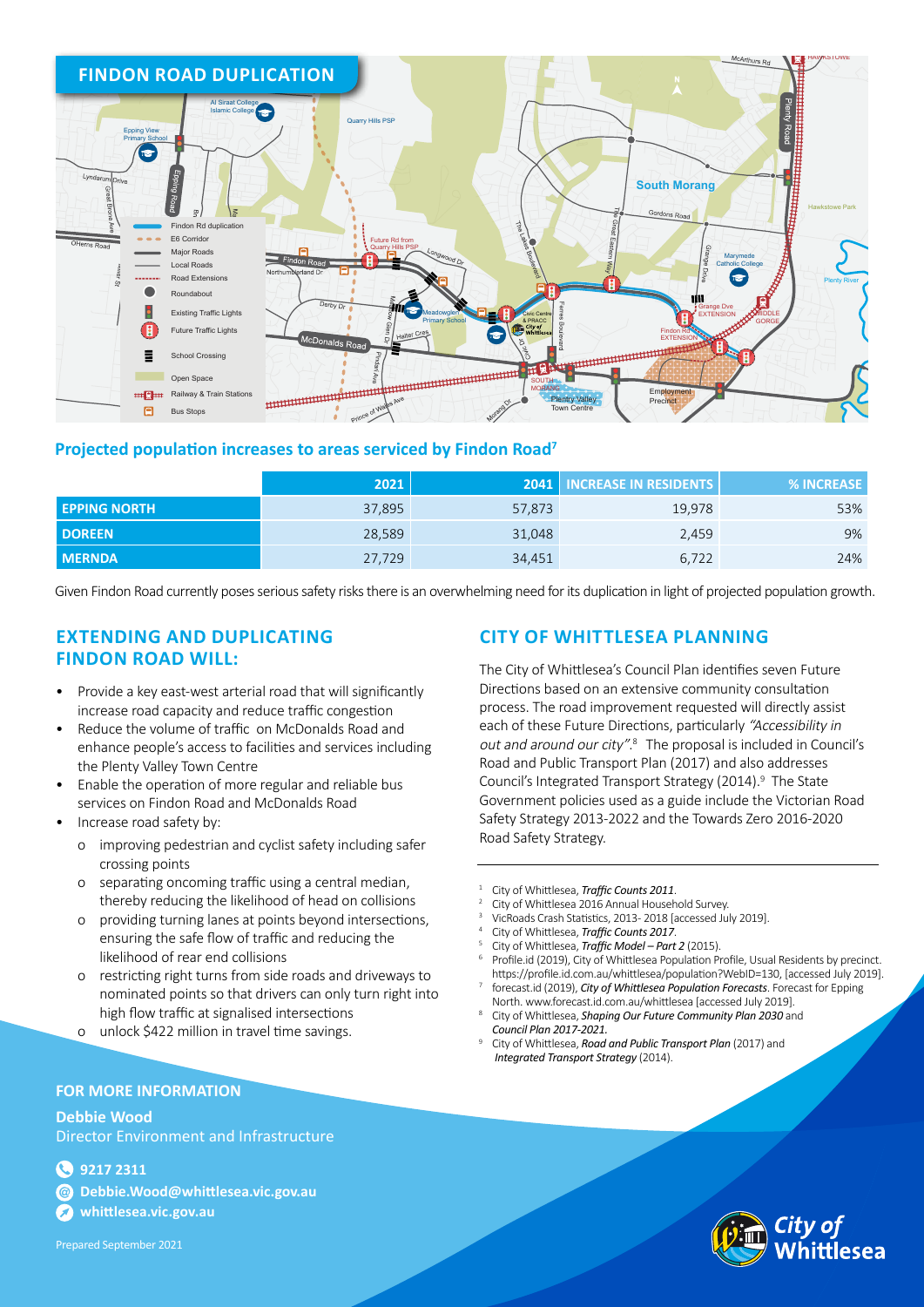## FINDON ROAD DUPLICATION

Findon Rd duplication
E6 Corridor
Major Roads
Local Roads
Road Extensions
Roundabout
Existing Traffic Lights
Future Traffic Lights
School Crossing
Open Space
Railway & Train Stations
Bus Stops

### Projected population increases to areas serviced by Findon Road[7]

| | 2021 | 2041 | INCREASE IN RESIDENTS | % INCREASE |
|---|---|---|---|---|
| **EPPING NORTH** | 37,895 | 57,873 | 19,978 | 53% |
| **DOREEN** | 28,589 | 31,048 | 2,459 | 9% |
| **MERNDA** | 27,729 | 34,451 | 6,722 | 24% |

Given Findon Road currently poses serious safety risks there is an overwhelming need for its duplication in light of projected population growth.

## EXTENDING AND DUPLICATING FINDON ROAD WILL:

- Provide a key east-west arterial road that will significantly increase road capacity and reduce traffic congestion
- Reduce the volume of traffic on McDonalds Road and enhance people's access to facilities and services including the Plenty Valley Town Centre
- Enable the operation of more regular and reliable bus services on Findon Road and McDonalds Road
- Increase road safety by:
  - improving pedestrian and cyclist safety including safer crossing points
  - separating oncoming traffic using a central median, thereby reducing the likelihood of head on collisions
  - providing turning lanes at points beyond intersections, ensuring the safe flow of traffic and reducing the likelihood of rear end collisions
  - restricting right turns from side roads and driveways to nominated points so that drivers can only turn right into high flow traffic at signalised intersections
  - unlock $422 million in travel time savings.

## CITY OF WHITTLESEA PLANNING

The City of Whittlesea's Council Plan identifies seven Future Directions based on an extensive community consultation process. The road improvement requested will directly assist each of these Future Directions, particularly *"Accessibility in out and around our city"*.[8] The proposal is included in Council's Road and Public Transport Plan (2017) and also addresses Council's Integrated Transport Strategy (2014).[9] The State Government policies used as a guide include the Victorian Road Safety Strategy 2013-2022 and the Towards Zero 2016-2020 Road Safety Strategy.

[1] City of Whittlesea, ***Traffic Counts 2011***.
[2] City of Whittlesea 2016 Annual Household Survey.
[3] VicRoads Crash Statistics, 2013- 2018 [accessed July 2019].
[4] City of Whittlesea, ***Traffic Counts 2017***.
[5] City of Whittlesea, ***Traffic Model – Part 2*** (2015).
[6] Profile.id (2019), City of Whittlesea Population Profile, Usual Residents by precinct. https://profile.id.com.au/whittlesea/population?WebID=130, [accessed July 2019].
[7] forecast.id (2019), ***City of Whittlesea Population Forecasts***. Forecast for Epping North. www.forecast.id.com.au/whittlesea [accessed July 2019].
[8] City of Whittlesea, ***Shaping Our Future Community Plan 2030*** and ***Council Plan 2017-2021***.
[9] City of Whittlesea, ***Road and Public Transport Plan*** (2017) and ***Integrated Transport Strategy*** (2014).

## FOR MORE INFORMATION

**Debbie Wood**
Director Environment and Infrastructure

**9217 2311**
**Debbie.Wood@whittlesea.vic.gov.au**
**whittlesea.vic.gov.au**

Prepared September 2021

City of Whittlesea